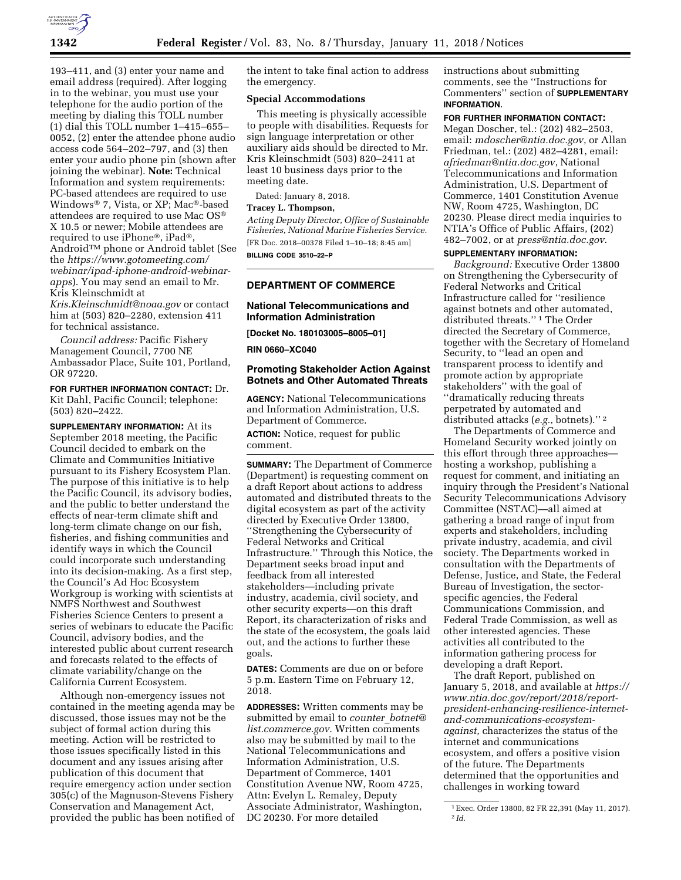193–411, and (3) enter your name and email address (required). After logging in to the webinar, you must use your telephone for the audio portion of the meeting by dialing this TOLL number (1) dial this TOLL number 1–415–655–0052, (2) enter the attendee phone audio access code 564–202–797, and (3) then enter your audio phone pin (shown after joining the webinar). **Note:** Technical Information and system requirements: PC-based attendees are required to use Windows® 7, Vista, or XP; Mac®-based attendees are required to use Mac OS® X 10.5 or newer; Mobile attendees are required to use iPhone®, iPad®, Android™ phone or Android tablet (See the *https://www.gotomeeting.com/webinar/ipad-iphone-android-webinar-apps*). You may send an email to Mr. Kris Kleinschmidt at *Kris.Kleinschmidt@noaa.gov* or contact him at (503) 820–2280, extension 411 for technical assistance.

*Council address:* Pacific Fishery Management Council, 7700 NE Ambassador Place, Suite 101, Portland, OR 97220.

**FOR FURTHER INFORMATION CONTACT:** Dr. Kit Dahl, Pacific Council; telephone: (503) 820–2422.

**SUPPLEMENTARY INFORMATION:** At its September 2018 meeting, the Pacific Council decided to embark on the Climate and Communities Initiative pursuant to its Fishery Ecosystem Plan. The purpose of this initiative is to help the Pacific Council, its advisory bodies, and the public to better understand the effects of near-term climate shift and long-term climate change on our fish, fisheries, and fishing communities and identify ways in which the Council could incorporate such understanding into its decision-making. As a first step, the Council's Ad Hoc Ecosystem Workgroup is working with scientists at NMFS Northwest and Southwest Fisheries Science Centers to present a series of webinars to educate the Pacific Council, advisory bodies, and the interested public about current research and forecasts related to the effects of climate variability/change on the California Current Ecosystem.

Although non-emergency issues not contained in the meeting agenda may be discussed, those issues may not be the subject of formal action during this meeting. Action will be restricted to those issues specifically listed in this document and any issues arising after publication of this document that require emergency action under section 305(c) of the Magnuson-Stevens Fishery Conservation and Management Act, provided the public has been notified of the intent to take final action to address the emergency.

**Special Accommodations**

This meeting is physically accessible to people with disabilities. Requests for sign language interpretation or other auxiliary aids should be directed to Mr. Kris Kleinschmidt (503) 820–2411 at least 10 business days prior to the meeting date.

Dated: January 8, 2018.

**Tracey L. Thompson,**

*Acting Deputy Director, Office of Sustainable Fisheries, National Marine Fisheries Service.*

[FR Doc. 2018–00378 Filed 1–10–18; 8:45 am]

**BILLING CODE 3510–22–P**

## DEPARTMENT OF COMMERCE

### National Telecommunications and Information Administration

**[Docket No. 180103005–8005–01]**

**RIN 0660–XC040**

### Promoting Stakeholder Action Against Botnets and Other Automated Threats

**AGENCY:** National Telecommunications and Information Administration, U.S. Department of Commerce.

**ACTION:** Notice, request for public comment.

**SUMMARY:** The Department of Commerce (Department) is requesting comment on a draft Report about actions to address automated and distributed threats to the digital ecosystem as part of the activity directed by Executive Order 13800, ''Strengthening the Cybersecurity of Federal Networks and Critical Infrastructure.'' Through this Notice, the Department seeks broad input and feedback from all interested stakeholders—including private industry, academia, civil society, and other security experts—on this draft Report, its characterization of risks and the state of the ecosystem, the goals laid out, and the actions to further these goals.

**DATES:** Comments are due on or before 5 p.m. Eastern Time on February 12, 2018.

**ADDRESSES:** Written comments may be submitted by email to *counter_botnet@list.commerce.gov*. Written comments also may be submitted by mail to the National Telecommunications and Information Administration, U.S. Department of Commerce, 1401 Constitution Avenue NW, Room 4725, Attn: Evelyn L. Remaley, Deputy Associate Administrator, Washington, DC 20230. For more detailed instructions about submitting comments, see the ''Instructions for Commenters'' section of **SUPPLEMENTARY INFORMATION**.

**FOR FURTHER INFORMATION CONTACT:** Megan Doscher, tel.: (202) 482–2503, email: *mdoscher@ntia.doc.gov*, or Allan Friedman, tel.: (202) 482–4281, email: *afriedman@ntia.doc.gov*, National Telecommunications and Information Administration, U.S. Department of Commerce, 1401 Constitution Avenue NW, Room 4725, Washington, DC 20230. Please direct media inquiries to NTIA's Office of Public Affairs, (202) 482–7002, or at *press@ntia.doc.gov*.

**SUPPLEMENTARY INFORMATION:**

*Background:* Executive Order 13800 on Strengthening the Cybersecurity of Federal Networks and Critical Infrastructure called for ''resilience against botnets and other automated, distributed threats.'' [1] The Order directed the Secretary of Commerce, together with the Secretary of Homeland Security, to ''lead an open and transparent process to identify and promote action by appropriate stakeholders'' with the goal of ''dramatically reducing threats perpetrated by automated and distributed attacks (*e.g.,* botnets).'' [2]

The Departments of Commerce and Homeland Security worked jointly on this effort through three approaches—hosting a workshop, publishing a request for comment, and initiating an inquiry through the President's National Security Telecommunications Advisory Committee (NSTAC)—all aimed at gathering a broad range of input from experts and stakeholders, including private industry, academia, and civil society. The Departments worked in consultation with the Departments of Defense, Justice, and State, the Federal Bureau of Investigation, the sector-specific agencies, the Federal Communications Commission, and Federal Trade Commission, as well as other interested agencies. These activities all contributed to the information gathering process for developing a draft Report.

The draft Report, published on January 5, 2018, and available at *https://www.ntia.doc.gov/report/2018/report-president-enhancing-resilience-internet-and-communications-ecosystem-against,* characterizes the status of the internet and communications ecosystem, and offers a positive vision of the future. The Departments determined that the opportunities and challenges in working toward

[1] Exec. Order 13800, 82 FR 22,391 (May 11, 2017).

[2] *Id.*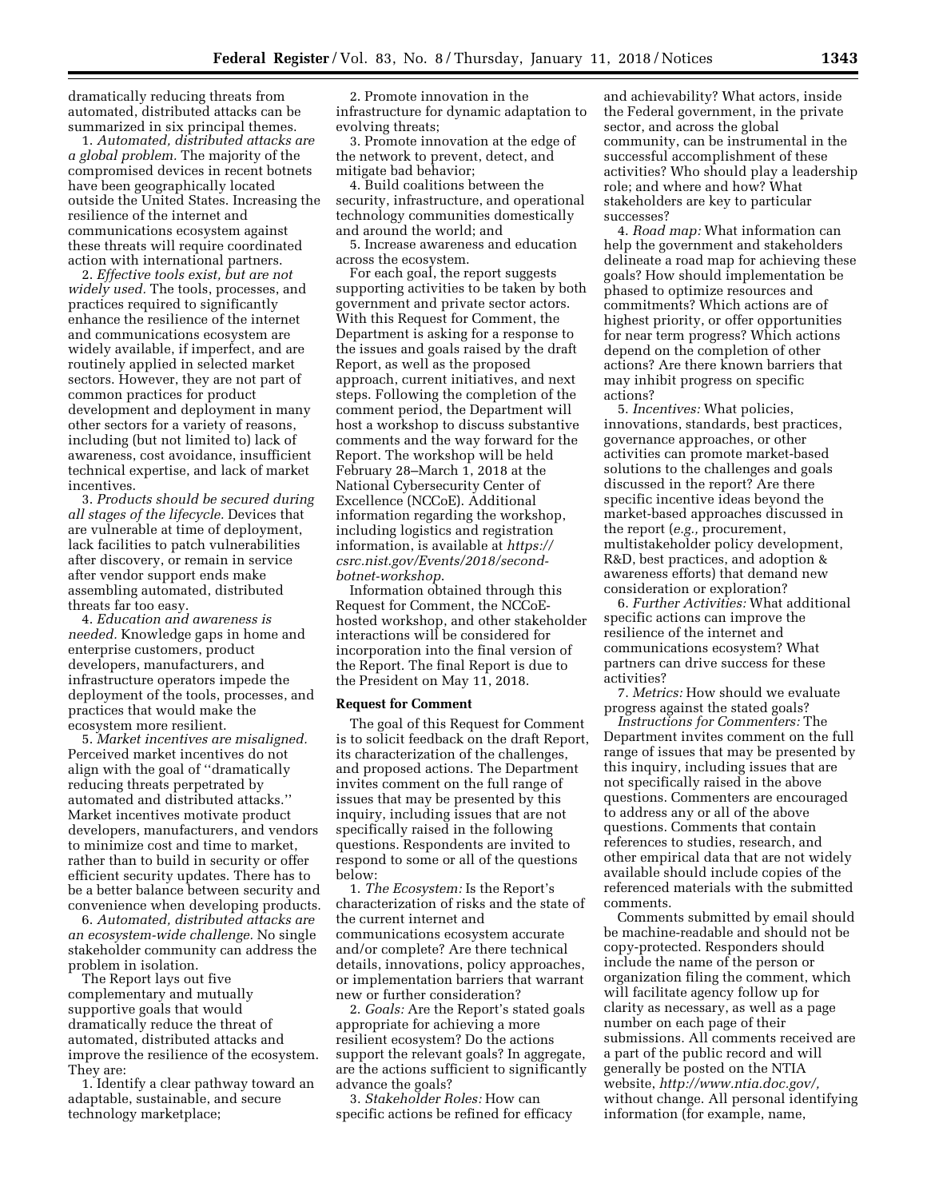dramatically reducing threats from automated, distributed attacks can be summarized in six principal themes.

1. *Automated, distributed attacks are a global problem.* The majority of the compromised devices in recent botnets have been geographically located outside the United States. Increasing the resilience of the internet and communications ecosystem against these threats will require coordinated action with international partners.

2. *Effective tools exist, but are not widely used.* The tools, processes, and practices required to significantly enhance the resilience of the internet and communications ecosystem are widely available, if imperfect, and are routinely applied in selected market sectors. However, they are not part of common practices for product development and deployment in many other sectors for a variety of reasons, including (but not limited to) lack of awareness, cost avoidance, insufficient technical expertise, and lack of market incentives.

3. *Products should be secured during all stages of the lifecycle.* Devices that are vulnerable at time of deployment, lack facilities to patch vulnerabilities after discovery, or remain in service after vendor support ends make assembling automated, distributed threats far too easy.

4. *Education and awareness is needed.* Knowledge gaps in home and enterprise customers, product developers, manufacturers, and infrastructure operators impede the deployment of the tools, processes, and practices that would make the ecosystem more resilient.

5. *Market incentives are misaligned.* Perceived market incentives do not align with the goal of ''dramatically reducing threats perpetrated by automated and distributed attacks.'' Market incentives motivate product developers, manufacturers, and vendors to minimize cost and time to market, rather than to build in security or offer efficient security updates. There has to be a better balance between security and convenience when developing products.

6. *Automated, distributed attacks are an ecosystem-wide challenge.* No single stakeholder community can address the problem in isolation.

The Report lays out five complementary and mutually supportive goals that would dramatically reduce the threat of automated, distributed attacks and improve the resilience of the ecosystem. They are:

1. Identify a clear pathway toward an adaptable, sustainable, and secure technology marketplace;

2. Promote innovation in the infrastructure for dynamic adaptation to evolving threats;

3. Promote innovation at the edge of the network to prevent, detect, and mitigate bad behavior;

4. Build coalitions between the security, infrastructure, and operational technology communities domestically and around the world; and

5. Increase awareness and education across the ecosystem.

For each goal, the report suggests supporting activities to be taken by both government and private sector actors. With this Request for Comment, the Department is asking for a response to the issues and goals raised by the draft Report, as well as the proposed approach, current initiatives, and next steps. Following the completion of the comment period, the Department will host a workshop to discuss substantive comments and the way forward for the Report. The workshop will be held February 28–March 1, 2018 at the National Cybersecurity Center of Excellence (NCCoE). Additional information regarding the workshop, including logistics and registration information, is available at *https://csrc.nist.gov/Events/2018/second-botnet-workshop.*

Information obtained through this Request for Comment, the NCCoE-hosted workshop, and other stakeholder interactions will be considered for incorporation into the final version of the Report. The final Report is due to the President on May 11, 2018.

## Request for Comment

The goal of this Request for Comment is to solicit feedback on the draft Report, its characterization of the challenges, and proposed actions. The Department invites comment on the full range of issues that may be presented by this inquiry, including issues that are not specifically raised in the following questions. Respondents are invited to respond to some or all of the questions below:

1. *The Ecosystem:* Is the Report's characterization of risks and the state of the current internet and communications ecosystem accurate and/or complete? Are there technical details, innovations, policy approaches, or implementation barriers that warrant new or further consideration?

2. *Goals:* Are the Report's stated goals appropriate for achieving a more resilient ecosystem? Do the actions support the relevant goals? In aggregate, are the actions sufficient to significantly advance the goals?

3. *Stakeholder Roles:* How can specific actions be refined for efficacy and achievability? What actors, inside the Federal government, in the private sector, and across the global community, can be instrumental in the successful accomplishment of these activities? Who should play a leadership role; and where and how? What stakeholders are key to particular successes?

4. *Road map:* What information can help the government and stakeholders delineate a road map for achieving these goals? How should implementation be phased to optimize resources and commitments? Which actions are of highest priority, or offer opportunities for near term progress? Which actions depend on the completion of other actions? Are there known barriers that may inhibit progress on specific actions?

5. *Incentives:* What policies, innovations, standards, best practices, governance approaches, or other activities can promote market-based solutions to the challenges and goals discussed in the report? Are there specific incentive ideas beyond the market-based approaches discussed in the report (*e.g.,* procurement, multistakeholder policy development, R&D, best practices, and adoption & awareness efforts) that demand new consideration or exploration?

6. *Further Activities:* What additional specific actions can improve the resilience of the internet and communications ecosystem? What partners can drive success for these activities?

7. *Metrics:* How should we evaluate progress against the stated goals?

*Instructions for Commenters:* The Department invites comment on the full range of issues that may be presented by this inquiry, including issues that are not specifically raised in the above questions. Commenters are encouraged to address any or all of the above questions. Comments that contain references to studies, research, and other empirical data that are not widely available should include copies of the referenced materials with the submitted comments.

Comments submitted by email should be machine-readable and should not be copy-protected. Responders should include the name of the person or organization filing the comment, which will facilitate agency follow up for clarity as necessary, as well as a page number on each page of their submissions. All comments received are a part of the public record and will generally be posted on the NTIA website, *http://www.ntia.doc.gov/,* without change. All personal identifying information (for example, name,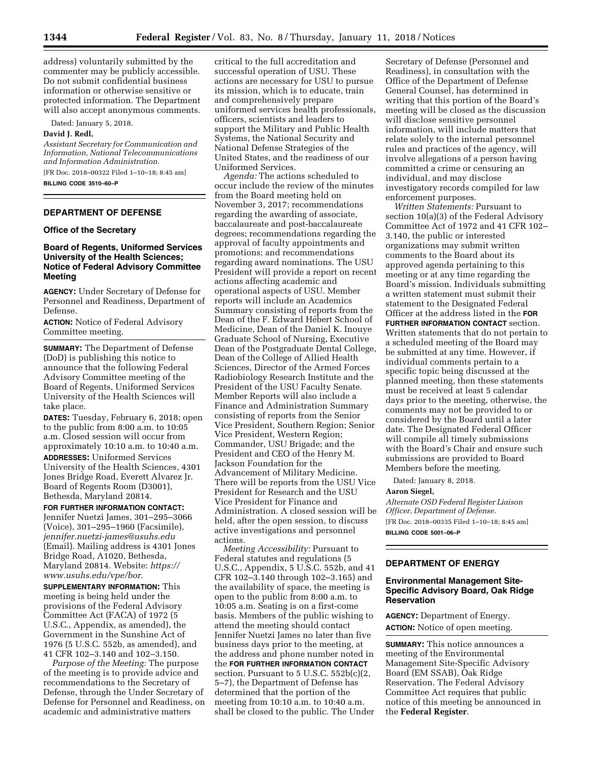address) voluntarily submitted by the commenter may be publicly accessible. Do not submit confidential business information or otherwise sensitive or protected information. The Department will also accept anonymous comments.

Dated: January 5, 2018.

**David J. Redl,**

*Assistant Secretary for Communication and Information, National Telecommunications and Information Administration.*

[FR Doc. 2018–00322 Filed 1–10–18; 8:45 am]

**BILLING CODE 3510–60–P**

## DEPARTMENT OF DEFENSE

### Office of the Secretary

### Board of Regents, Uniformed Services University of the Health Sciences; Notice of Federal Advisory Committee Meeting

**AGENCY:** Under Secretary of Defense for Personnel and Readiness, Department of Defense.

**ACTION:** Notice of Federal Advisory Committee meeting.

**SUMMARY:** The Department of Defense (DoD) is publishing this notice to announce that the following Federal Advisory Committee meeting of the Board of Regents, Uniformed Services University of the Health Sciences will take place.

**DATES:** Tuesday, February 6, 2018; open to the public from 8:00 a.m. to 10:05 a.m. Closed session will occur from approximately 10:10 a.m. to 10:40 a.m.

**ADDRESSES:** Uniformed Services University of the Health Sciences, 4301 Jones Bridge Road, Everett Alvarez Jr. Board of Regents Room (D3001), Bethesda, Maryland 20814.

**FOR FURTHER INFORMATION CONTACT:** Jennifer Nuetzi James, 301–295–3066 (Voice), 301–295–1960 (Facsimile), *jennifer.nuetzi-james@usuhs.edu* (Email). Mailing address is 4301 Jones Bridge Road, A1020, Bethesda, Maryland 20814. Website: *https://www.usuhs.edu/vpe/bor*.

**SUPPLEMENTARY INFORMATION:** This meeting is being held under the provisions of the Federal Advisory Committee Act (FACA) of 1972 (5 U.S.C., Appendix, as amended), the Government in the Sunshine Act of 1976 (5 U.S.C. 552b, as amended), and 41 CFR 102–3.140 and 102–3.150.

*Purpose of the Meeting:* The purpose of the meeting is to provide advice and recommendations to the Secretary of Defense, through the Under Secretary of Defense for Personnel and Readiness, on academic and administrative matters critical to the full accreditation and successful operation of USU. These actions are necessary for USU to pursue its mission, which is to educate, train and comprehensively prepare uniformed services health professionals, officers, scientists and leaders to support the Military and Public Health Systems, the National Security and National Defense Strategies of the United States, and the readiness of our Uniformed Services.

*Agenda:* The actions scheduled to occur include the review of the minutes from the Board meeting held on November 3, 2017; recommendations regarding the awarding of associate, baccalaureate and post-baccalaureate degrees; recommendations regarding the approval of faculty appointments and promotions; and recommendations regarding award nominations. The USU President will provide a report on recent actions affecting academic and operational aspects of USU. Member reports will include an Academics Summary consisting of reports from the Dean of the F. Edward Hébert School of Medicine, Dean of the Daniel K. Inouye Graduate School of Nursing, Executive Dean of the Postgraduate Dental College, Dean of the College of Allied Health Sciences, Director of the Armed Forces Radiobiology Research Institute and the President of the USU Faculty Senate. Member Reports will also include a Finance and Administration Summary consisting of reports from the Senior Vice President, Southern Region; Senior Vice President, Western Region; Commander, USU Brigade; and the President and CEO of the Henry M. Jackson Foundation for the Advancement of Military Medicine. There will be reports from the USU Vice President for Research and the USU Vice President for Finance and Administration. A closed session will be held, after the open session, to discuss active investigations and personnel actions.

*Meeting Accessibility:* Pursuant to Federal statutes and regulations (5 U.S.C., Appendix, 5 U.S.C. 552b, and 41 CFR 102–3.140 through 102–3.165) and the availability of space, the meeting is open to the public from 8:00 a.m. to 10:05 a.m. Seating is on a first-come basis. Members of the public wishing to attend the meeting should contact Jennifer Nuetzi James no later than five business days prior to the meeting, at the address and phone number noted in the **FOR FURTHER INFORMATION CONTACT** section. Pursuant to 5 U.S.C. 552b(c)(2, 5–7), the Department of Defense has determined that the portion of the meeting from 10:10 a.m. to 10:40 a.m. shall be closed to the public. The Under Secretary of Defense (Personnel and Readiness), in consultation with the Office of the Department of Defense General Counsel, has determined in writing that this portion of the Board's meeting will be closed as the discussion will disclose sensitive personnel information, will include matters that relate solely to the internal personnel rules and practices of the agency, will involve allegations of a person having committed a crime or censuring an individual, and may disclose investigatory records compiled for law enforcement purposes.

*Written Statements:* Pursuant to section 10(a)(3) of the Federal Advisory Committee Act of 1972 and 41 CFR 102–3.140, the public or interested organizations may submit written comments to the Board about its approved agenda pertaining to this meeting or at any time regarding the Board's mission. Individuals submitting a written statement must submit their statement to the Designated Federal Officer at the address listed in the **FOR FURTHER INFORMATION CONTACT** section. Written statements that do not pertain to a scheduled meeting of the Board may be submitted at any time. However, if individual comments pertain to a specific topic being discussed at the planned meeting, then these statements must be received at least 5 calendar days prior to the meeting, otherwise, the comments may not be provided to or considered by the Board until a later date. The Designated Federal Officer will compile all timely submissions with the Board's Chair and ensure such submissions are provided to Board Members before the meeting.

Dated: January 8, 2018.

**Aaron Siegel,**

*Alternate OSD Federal Register Liaison Officer, Department of Defense.*

[FR Doc. 2018–00335 Filed 1–10–18; 8:45 am]

**BILLING CODE 5001–06–P**

## DEPARTMENT OF ENERGY

### Environmental Management Site-Specific Advisory Board, Oak Ridge Reservation

**AGENCY:** Department of Energy.

**ACTION:** Notice of open meeting.

**SUMMARY:** This notice announces a meeting of the Environmental Management Site-Specific Advisory Board (EM SSAB), Oak Ridge Reservation. The Federal Advisory Committee Act requires that public notice of this meeting be announced in the **Federal Register**.